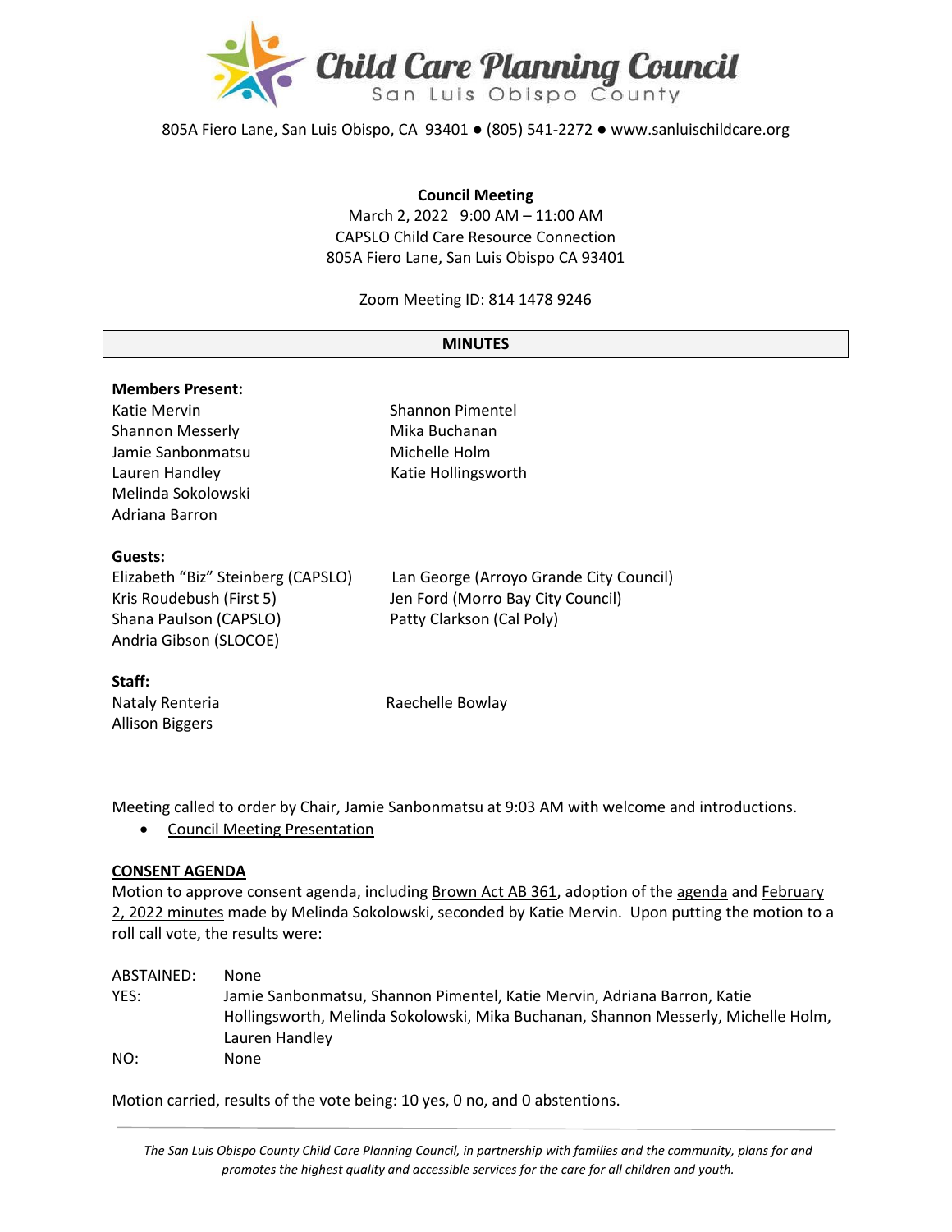# Child Care Planning Council
San Luis Obispo County

805A Fiero Lane, San Luis Obispo, CA 93401 ● (805) 541-2272 ● www.sanluischildcare.org

**Council Meeting**
March 2, 2022 9:00 AM – 11:00 AM
CAPSLO Child Care Resource Connection
805A Fiero Lane, San Luis Obispo CA 93401

Zoom Meeting ID: 814 1478 9246

## MINUTES

**Members Present:**
Katie Mervin
Shannon Messerly
Jamie Sanbonmatsu
Lauren Handley
Melinda Sokolowski
Adriana Barron
Shannon Pimentel
Mika Buchanan
Michelle Holm
Katie Hollingsworth

**Guests:**
Elizabeth "Biz" Steinberg (CAPSLO)
Kris Roudebush (First 5)
Shana Paulson (CAPSLO)
Andria Gibson (SLOCOE)
Lan George (Arroyo Grande City Council)
Jen Ford (Morro Bay City Council)
Patty Clarkson (Cal Poly)

**Staff:**
Nataly Renteria
Allison Biggers
Raechelle Bowlay

Meeting called to order by Chair, Jamie Sanbonmatsu at 9:03 AM with welcome and introductions.

- Council Meeting Presentation

**CONSENT AGENDA**
Motion to approve consent agenda, including Brown Act AB 361, adoption of the agenda and February 2, 2022 minutes made by Melinda Sokolowski, seconded by Katie Mervin. Upon putting the motion to a roll call vote, the results were:

ABSTAINED: None
YES: Jamie Sanbonmatsu, Shannon Pimentel, Katie Mervin, Adriana Barron, Katie Hollingsworth, Melinda Sokolowski, Mika Buchanan, Shannon Messerly, Michelle Holm, Lauren Handley
NO: None

Motion carried, results of the vote being: 10 yes, 0 no, and 0 abstentions.

*The San Luis Obispo County Child Care Planning Council, in partnership with families and the community, plans for and promotes the highest quality and accessible services for the care for all children and youth.*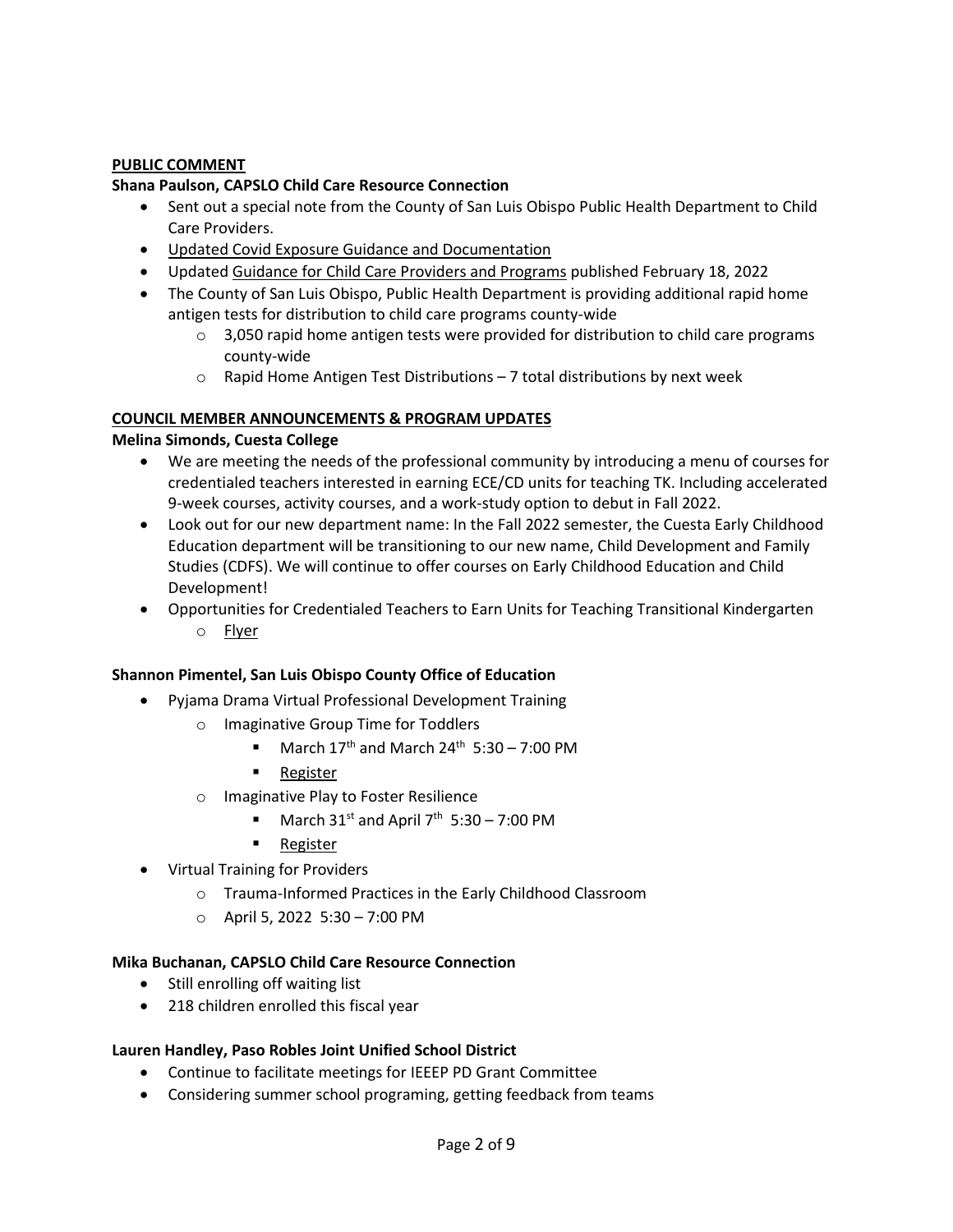**PUBLIC COMMENT**

**Shana Paulson, CAPSLO Child Care Resource Connection**

- Sent out a special note from the County of San Luis Obispo Public Health Department to Child Care Providers.
- Updated Covid Exposure Guidance and Documentation
- Updated Guidance for Child Care Providers and Programs published February 18, 2022
- The County of San Luis Obispo, Public Health Department is providing additional rapid home antigen tests for distribution to child care programs county-wide
  - 3,050 rapid home antigen tests were provided for distribution to child care programs county-wide
  - Rapid Home Antigen Test Distributions – 7 total distributions by next week

**COUNCIL MEMBER ANNOUNCEMENTS & PROGRAM UPDATES**

**Melina Simonds, Cuesta College**

- We are meeting the needs of the professional community by introducing a menu of courses for credentialed teachers interested in earning ECE/CD units for teaching TK. Including accelerated 9-week courses, activity courses, and a work-study option to debut in Fall 2022.
- Look out for our new department name: In the Fall 2022 semester, the Cuesta Early Childhood Education department will be transitioning to our new name, Child Development and Family Studies (CDFS). We will continue to offer courses on Early Childhood Education and Child Development!
- Opportunities for Credentialed Teachers to Earn Units for Teaching Transitional Kindergarten
  - Flyer

**Shannon Pimentel, San Luis Obispo County Office of Education**

- Pyjama Drama Virtual Professional Development Training
  - Imaginative Group Time for Toddlers
    - March 17th and March 24th 5:30 – 7:00 PM
    - Register
  - Imaginative Play to Foster Resilience
    - March 31st and April 7th 5:30 – 7:00 PM
    - Register
- Virtual Training for Providers
  - Trauma-Informed Practices in the Early Childhood Classroom
  - April 5, 2022 5:30 – 7:00 PM

**Mika Buchanan, CAPSLO Child Care Resource Connection**

- Still enrolling off waiting list
- 218 children enrolled this fiscal year

**Lauren Handley, Paso Robles Joint Unified School District**

- Continue to facilitate meetings for IEEEP PD Grant Committee
- Considering summer school programing, getting feedback from teams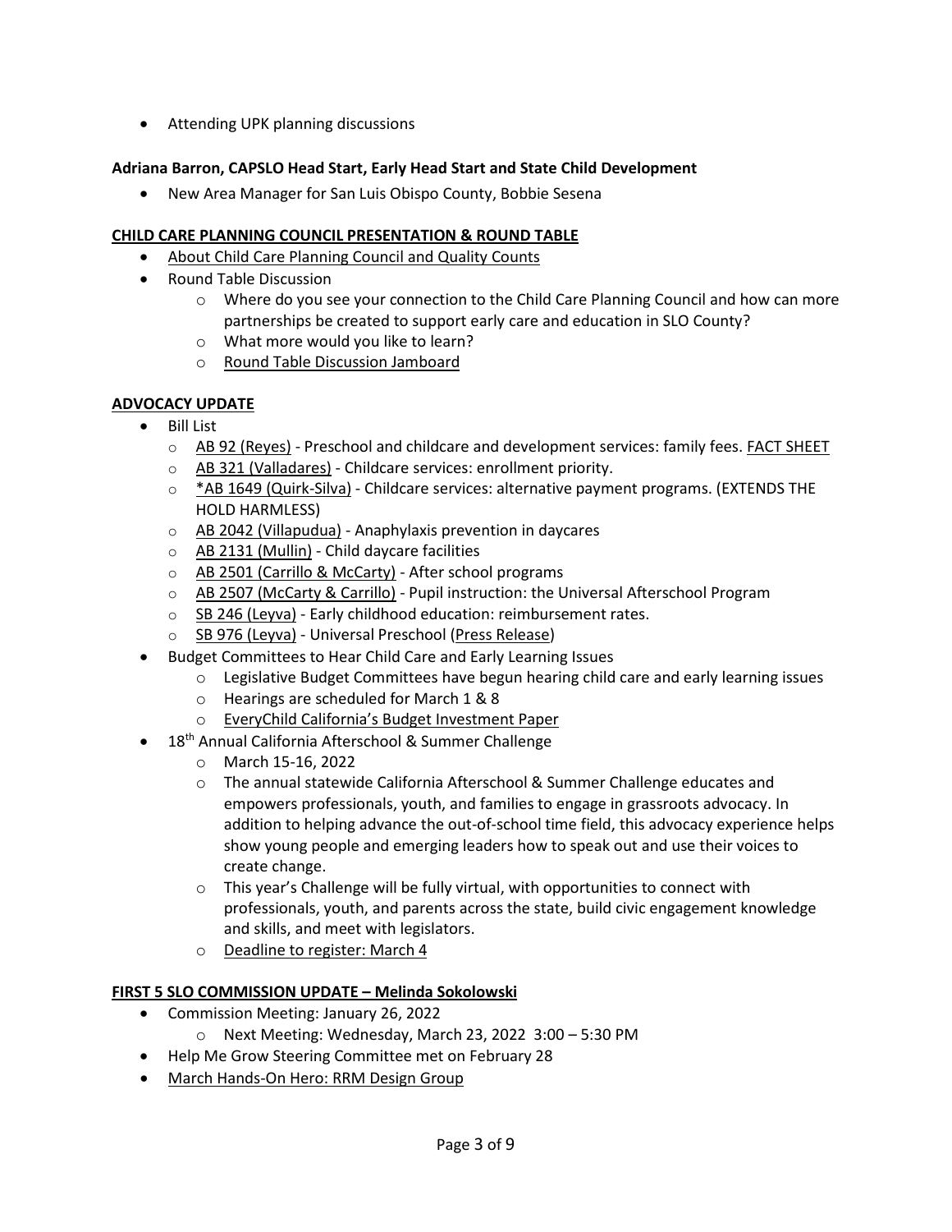- Attending UPK planning discussions

**Adriana Barron, CAPSLO Head Start, Early Head Start and State Child Development**

- New Area Manager for San Luis Obispo County, Bobbie Sesena

**CHILD CARE PLANNING COUNCIL PRESENTATION & ROUND TABLE**

- About Child Care Planning Council and Quality Counts
- Round Table Discussion
    - Where do you see your connection to the Child Care Planning Council and how can more partnerships be created to support early care and education in SLO County?
    - What more would you like to learn?
    - Round Table Discussion Jamboard

**ADVOCACY UPDATE**

- Bill List
    - AB 92 (Reyes) - Preschool and childcare and development services: family fees. FACT SHEET
    - AB 321 (Valladares) - Childcare services: enrollment priority.
    - *AB 1649 (Quirk-Silva) - Childcare services: alternative payment programs. (EXTENDS THE HOLD HARMLESS)
    - AB 2042 (Villapudua) - Anaphylaxis prevention in daycares
    - AB 2131 (Mullin) - Child daycare facilities
    - AB 2501 (Carrillo & McCarty) - After school programs
    - AB 2507 (McCarty & Carrillo) - Pupil instruction: the Universal Afterschool Program
    - SB 246 (Leyva) - Early childhood education: reimbursement rates.
    - SB 976 (Leyva) - Universal Preschool (Press Release)
- Budget Committees to Hear Child Care and Early Learning Issues
    - Legislative Budget Committees have begun hearing child care and early learning issues
    - Hearings are scheduled for March 1 & 8
    - EveryChild California's Budget Investment Paper
- 18th Annual California Afterschool & Summer Challenge
    - March 15-16, 2022
    - The annual statewide California Afterschool & Summer Challenge educates and empowers professionals, youth, and families to engage in grassroots advocacy. In addition to helping advance the out-of-school time field, this advocacy experience helps show young people and emerging leaders how to speak out and use their voices to create change.
    - This year's Challenge will be fully virtual, with opportunities to connect with professionals, youth, and parents across the state, build civic engagement knowledge and skills, and meet with legislators.
    - Deadline to register: March 4

**FIRST 5 SLO COMMISSION UPDATE – Melinda Sokolowski**

- Commission Meeting: January 26, 2022
    - Next Meeting: Wednesday, March 23, 2022 3:00 – 5:30 PM
- Help Me Grow Steering Committee met on February 28
- March Hands-On Hero: RRM Design Group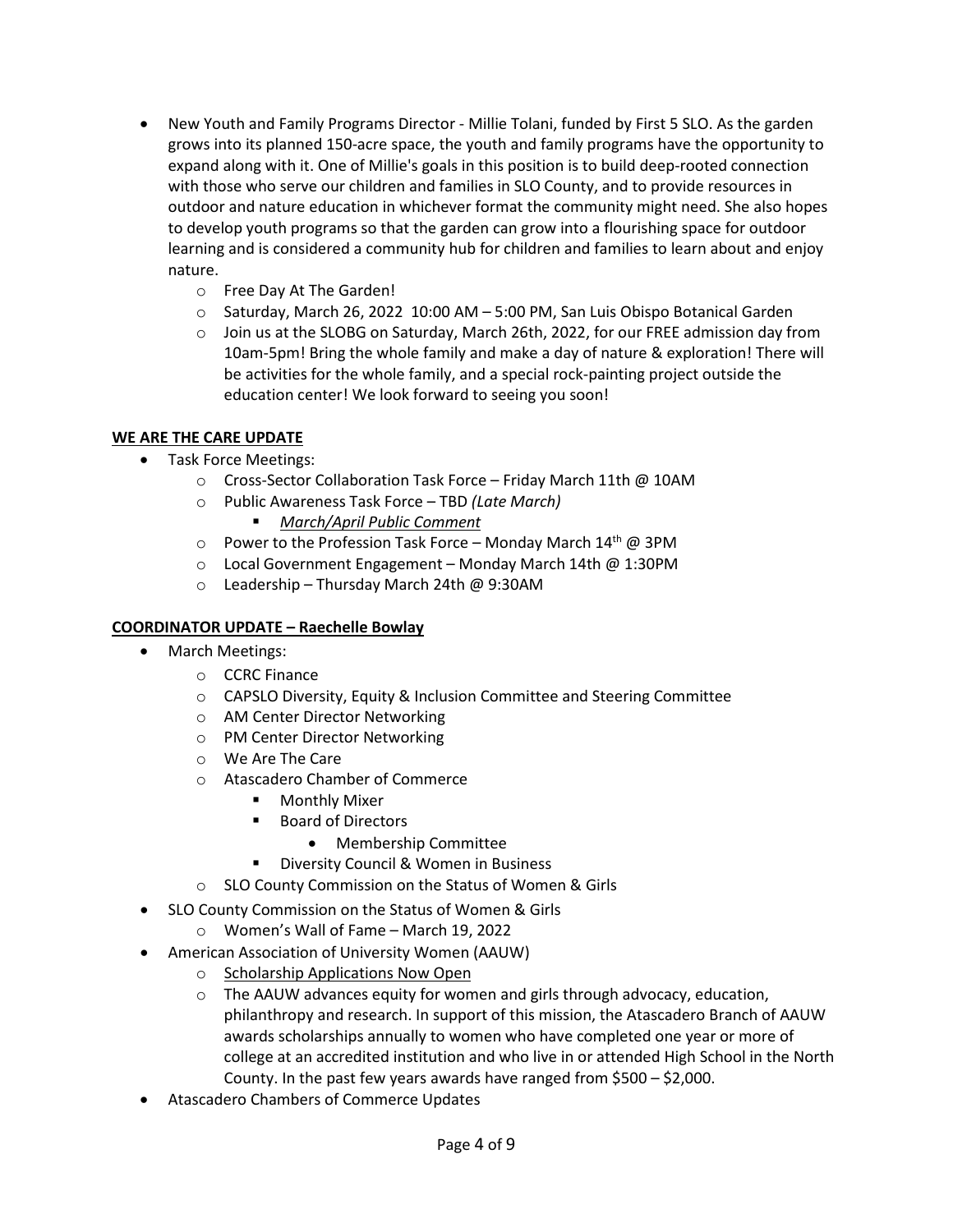- New Youth and Family Programs Director - Millie Tolani, funded by First 5 SLO. As the garden grows into its planned 150-acre space, the youth and family programs have the opportunity to expand along with it. One of Millie's goals in this position is to build deep-rooted connection with those who serve our children and families in SLO County, and to provide resources in outdoor and nature education in whichever format the community might need. She also hopes to develop youth programs so that the garden can grow into a flourishing space for outdoor learning and is considered a community hub for children and families to learn about and enjoy nature.
    - Free Day At The Garden!
    - Saturday, March 26, 2022 10:00 AM – 5:00 PM, San Luis Obispo Botanical Garden
    - Join us at the SLOBG on Saturday, March 26th, 2022, for our FREE admission day from 10am-5pm! Bring the whole family and make a day of nature & exploration! There will be activities for the whole family, and a special rock-painting project outside the education center! We look forward to seeing you soon!

**WE ARE THE CARE UPDATE**

- Task Force Meetings:
    - Cross-Sector Collaboration Task Force – Friday March 11th @ 10AM
    - Public Awareness Task Force – TBD *(Late March)*
        - *March/April Public Comment*
    - Power to the Profession Task Force – Monday March 14th @ 3PM
    - Local Government Engagement – Monday March 14th @ 1:30PM
    - Leadership – Thursday March 24th @ 9:30AM

**COORDINATOR UPDATE – Raechelle Bowlay**

- March Meetings:
    - CCRC Finance
    - CAPSLO Diversity, Equity & Inclusion Committee and Steering Committee
    - AM Center Director Networking
    - PM Center Director Networking
    - We Are The Care
    - Atascadero Chamber of Commerce
        - Monthly Mixer
        - Board of Directors
            - Membership Committee
        - Diversity Council & Women in Business
    - SLO County Commission on the Status of Women & Girls
- SLO County Commission on the Status of Women & Girls
    - Women's Wall of Fame – March 19, 2022
- American Association of University Women (AAUW)
    - Scholarship Applications Now Open
    - The AAUW advances equity for women and girls through advocacy, education, philanthropy and research. In support of this mission, the Atascadero Branch of AAUW awards scholarships annually to women who have completed one year or more of college at an accredited institution and who live in or attended High School in the North County. In the past few years awards have ranged from $500 – $2,000.
- Atascadero Chambers of Commerce Updates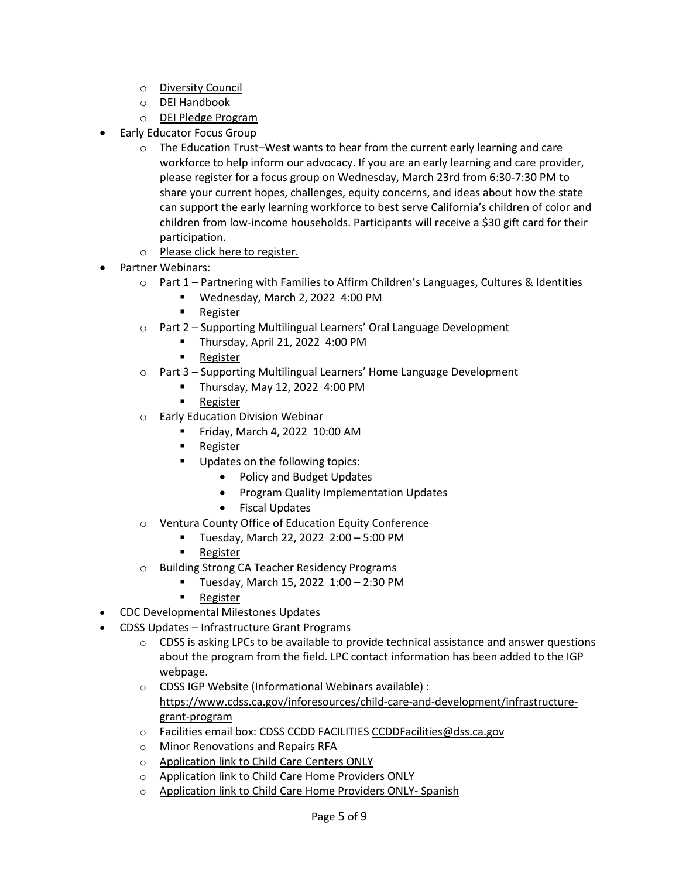- Diversity Council
  - DEI Handbook
  - DEI Pledge Program
- Early Educator Focus Group
  - The Education Trust–West wants to hear from the current early learning and care workforce to help inform our advocacy. If you are an early learning and care provider, please register for a focus group on Wednesday, March 23rd from 6:30-7:30 PM to share your current hopes, challenges, equity concerns, and ideas about how the state can support the early learning workforce to best serve California's children of color and children from low-income households. Participants will receive a $30 gift card for their participation.
  - Please click here to register.
- Partner Webinars:
  - Part 1 – Partnering with Families to Affirm Children's Languages, Cultures & Identities
    - Wednesday, March 2, 2022 4:00 PM
    - Register
  - Part 2 – Supporting Multilingual Learners' Oral Language Development
    - Thursday, April 21, 2022 4:00 PM
    - Register
  - Part 3 – Supporting Multilingual Learners' Home Language Development
    - Thursday, May 12, 2022 4:00 PM
    - Register
  - Early Education Division Webinar
    - Friday, March 4, 2022 10:00 AM
    - Register
    - Updates on the following topics:
      - Policy and Budget Updates
      - Program Quality Implementation Updates
      - Fiscal Updates
  - Ventura County Office of Education Equity Conference
    - Tuesday, March 22, 2022 2:00 – 5:00 PM
    - Register
  - Building Strong CA Teacher Residency Programs
    - Tuesday, March 15, 2022 1:00 – 2:30 PM
    - Register
- CDC Developmental Milestones Updates
- CDSS Updates – Infrastructure Grant Programs
  - CDSS is asking LPCs to be available to provide technical assistance and answer questions about the program from the field. LPC contact information has been added to the IGP webpage.
  - CDSS IGP Website (Informational Webinars available) : https://www.cdss.ca.gov/inforesources/child-care-and-development/infrastructure-grant-program
  - Facilities email box: CDSS CCDD FACILITIES CCDDFacilities@dss.ca.gov
  - Minor Renovations and Repairs RFA
  - Application link to Child Care Centers ONLY
  - Application link to Child Care Home Providers ONLY
  - Application link to Child Care Home Providers ONLY- Spanish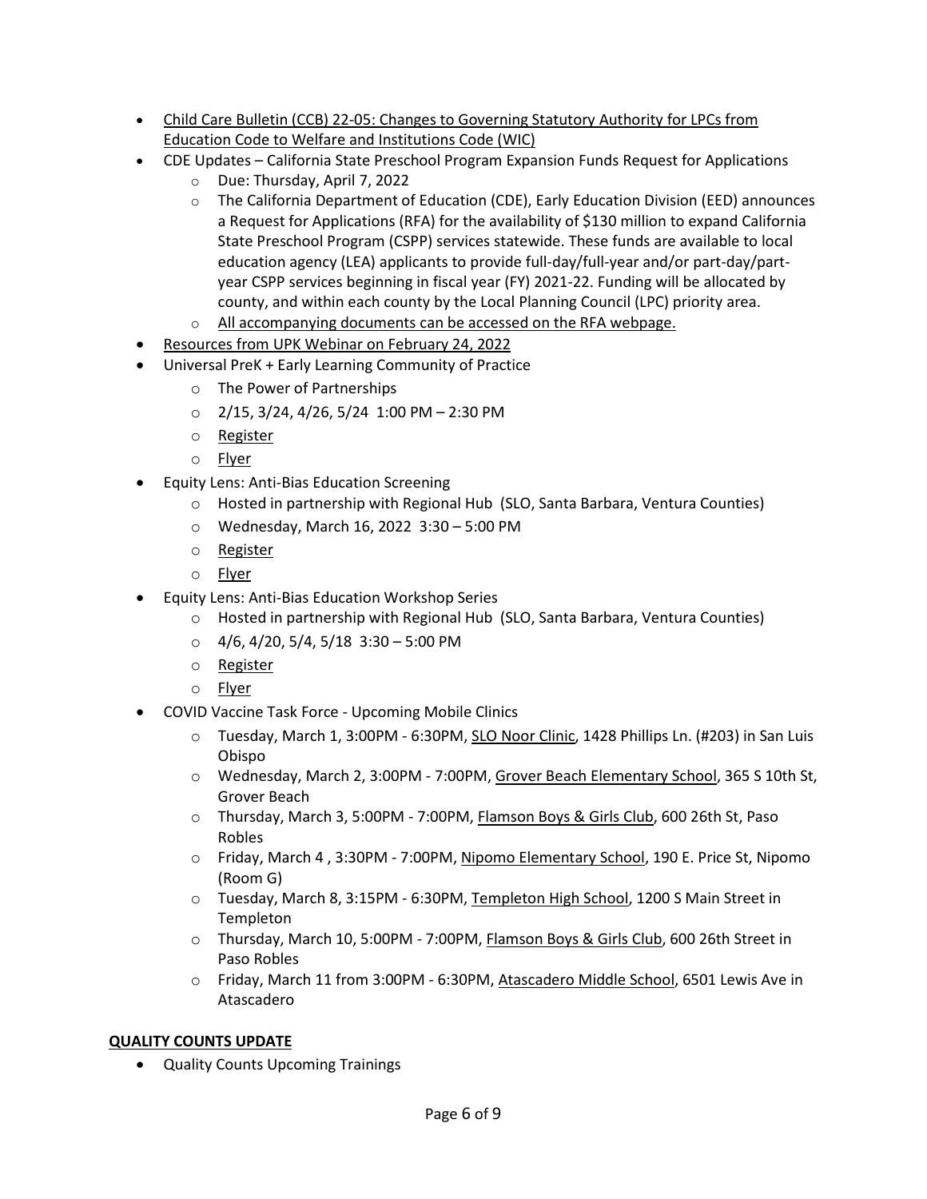- Child Care Bulletin (CCB) 22-05: Changes to Governing Statutory Authority for LPCs from Education Code to Welfare and Institutions Code (WIC)
- CDE Updates – California State Preschool Program Expansion Funds Request for Applications
    - Due: Thursday, April 7, 2022
    - The California Department of Education (CDE), Early Education Division (EED) announces a Request for Applications (RFA) for the availability of $130 million to expand California State Preschool Program (CSPP) services statewide. These funds are available to local education agency (LEA) applicants to provide full-day/full-year and/or part-day/part-year CSPP services beginning in fiscal year (FY) 2021-22. Funding will be allocated by county, and within each county by the Local Planning Council (LPC) priority area.
    - All accompanying documents can be accessed on the RFA webpage.
- Resources from UPK Webinar on February 24, 2022
- Universal PreK + Early Learning Community of Practice
    - The Power of Partnerships
    - 2/15, 3/24, 4/26, 5/24 1:00 PM – 2:30 PM
    - Register
    - Flyer
- Equity Lens: Anti-Bias Education Screening
    - Hosted in partnership with Regional Hub (SLO, Santa Barbara, Ventura Counties)
    - Wednesday, March 16, 2022 3:30 – 5:00 PM
    - Register
    - Flyer
- Equity Lens: Anti-Bias Education Workshop Series
    - Hosted in partnership with Regional Hub (SLO, Santa Barbara, Ventura Counties)
    - 4/6, 4/20, 5/4, 5/18 3:30 – 5:00 PM
    - Register
    - Flyer
- COVID Vaccine Task Force - Upcoming Mobile Clinics
    - Tuesday, March 1, 3:00PM - 6:30PM, SLO Noor Clinic, 1428 Phillips Ln. (#203) in San Luis Obispo
    - Wednesday, March 2, 3:00PM - 7:00PM, Grover Beach Elementary School, 365 S 10th St, Grover Beach
    - Thursday, March 3, 5:00PM - 7:00PM, Flamson Boys & Girls Club, 600 26th St, Paso Robles
    - Friday, March 4 , 3:30PM - 7:00PM, Nipomo Elementary School, 190 E. Price St, Nipomo (Room G)
    - Tuesday, March 8, 3:15PM - 6:30PM, Templeton High School, 1200 S Main Street in Templeton
    - Thursday, March 10, 5:00PM - 7:00PM, Flamson Boys & Girls Club, 600 26th Street in Paso Robles
    - Friday, March 11 from 3:00PM - 6:30PM, Atascadero Middle School, 6501 Lewis Ave in Atascadero

**QUALITY COUNTS UPDATE**

- Quality Counts Upcoming Trainings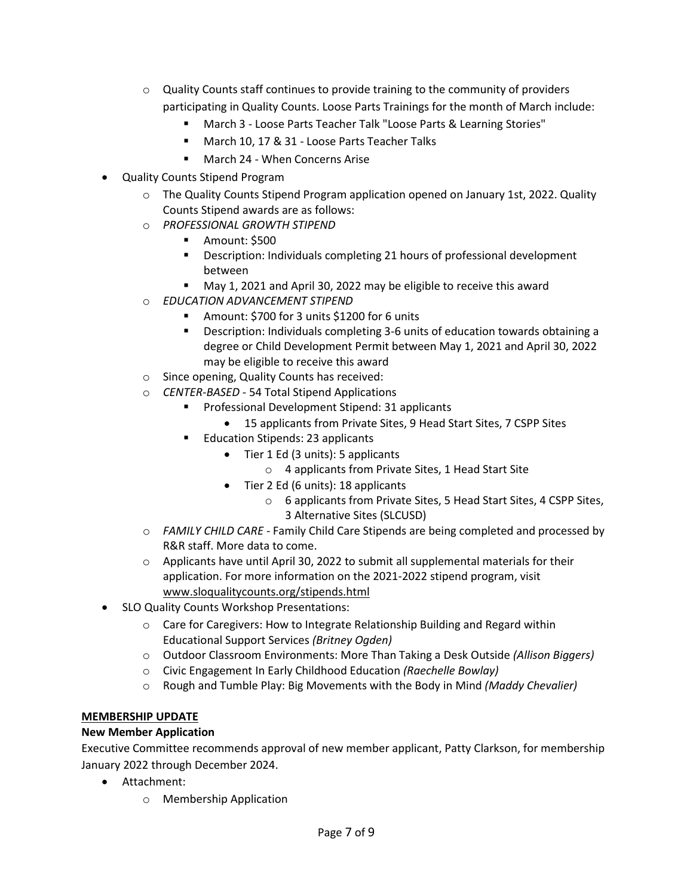- Quality Counts staff continues to provide training to the community of providers participating in Quality Counts. Loose Parts Trainings for the month of March include:
    - March 3 - Loose Parts Teacher Talk "Loose Parts & Learning Stories"
    - March 10, 17 & 31 - Loose Parts Teacher Talks
    - March 24 - When Concerns Arise
- Quality Counts Stipend Program
  - The Quality Counts Stipend Program application opened on January 1st, 2022. Quality Counts Stipend awards are as follows:
  - *PROFESSIONAL GROWTH STIPEND*
    - Amount: $500
    - Description: Individuals completing 21 hours of professional development between
    - May 1, 2021 and April 30, 2022 may be eligible to receive this award
  - *EDUCATION ADVANCEMENT STIPEND*
    - Amount: $700 for 3 units $1200 for 6 units
    - Description: Individuals completing 3-6 units of education towards obtaining a degree or Child Development Permit between May 1, 2021 and April 30, 2022 may be eligible to receive this award
  - Since opening, Quality Counts has received:
  - *CENTER-BASED* - 54 Total Stipend Applications
    - Professional Development Stipend: 31 applicants
      - 15 applicants from Private Sites, 9 Head Start Sites, 7 CSPP Sites
    - Education Stipends: 23 applicants
      - Tier 1 Ed (3 units): 5 applicants
        - 4 applicants from Private Sites, 1 Head Start Site
      - Tier 2 Ed (6 units): 18 applicants
        - 6 applicants from Private Sites, 5 Head Start Sites, 4 CSPP Sites, 3 Alternative Sites (SLCUSD)
  - *FAMILY CHILD CARE* - Family Child Care Stipends are being completed and processed by R&R staff. More data to come.
  - Applicants have until April 30, 2022 to submit all supplemental materials for their application. For more information on the 2021-2022 stipend program, visit www.sloqualitycounts.org/stipends.html
- SLO Quality Counts Workshop Presentations:
  - Care for Caregivers: How to Integrate Relationship Building and Regard within Educational Support Services *(Britney Ogden)*
  - Outdoor Classroom Environments: More Than Taking a Desk Outside *(Allison Biggers)*
  - Civic Engagement In Early Childhood Education *(Raechelle Bowlay)*
  - Rough and Tumble Play: Big Movements with the Body in Mind *(Maddy Chevalier)*

## MEMBERSHIP UPDATE

**New Member Application**

Executive Committee recommends approval of new member applicant, Patty Clarkson, for membership January 2022 through December 2024.

- Attachment:
  - Membership Application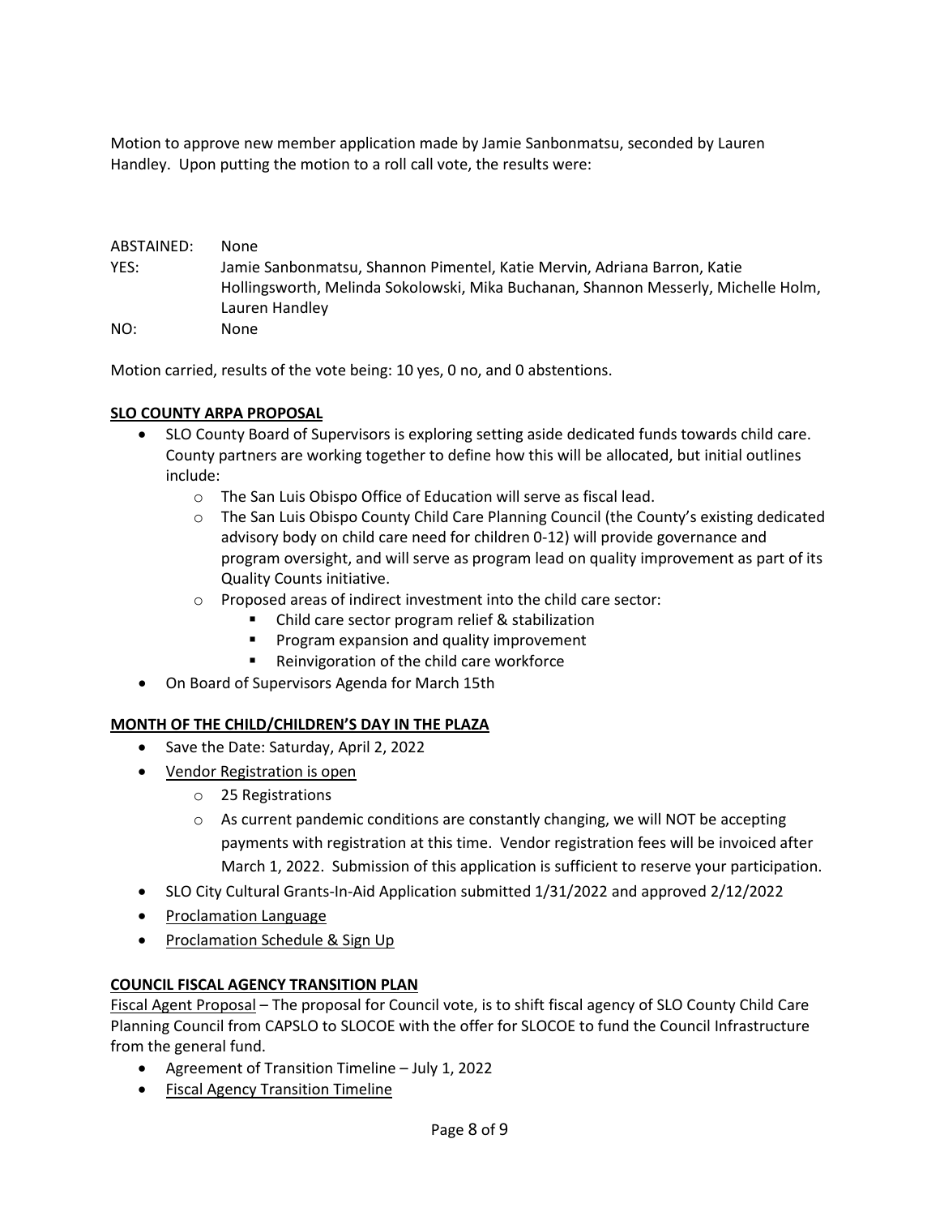Motion to approve new member application made by Jamie Sanbonmatsu, seconded by Lauren Handley. Upon putting the motion to a roll call vote, the results were:

ABSTAINED: None

YES: Jamie Sanbonmatsu, Shannon Pimentel, Katie Mervin, Adriana Barron, Katie Hollingsworth, Melinda Sokolowski, Mika Buchanan, Shannon Messerly, Michelle Holm, Lauren Handley

NO: None

Motion carried, results of the vote being: 10 yes, 0 no, and 0 abstentions.

**SLO COUNTY ARPA PROPOSAL**

- SLO County Board of Supervisors is exploring setting aside dedicated funds towards child care. County partners are working together to define how this will be allocated, but initial outlines include:
  - The San Luis Obispo Office of Education will serve as fiscal lead.
  - The San Luis Obispo County Child Care Planning Council (the County's existing dedicated advisory body on child care need for children 0-12) will provide governance and program oversight, and will serve as program lead on quality improvement as part of its Quality Counts initiative.
  - Proposed areas of indirect investment into the child care sector:
    - Child care sector program relief & stabilization
    - Program expansion and quality improvement
    - Reinvigoration of the child care workforce
- On Board of Supervisors Agenda for March 15th

**MONTH OF THE CHILD/CHILDREN'S DAY IN THE PLAZA**

- Save the Date: Saturday, April 2, 2022
- Vendor Registration is open
  - 25 Registrations
  - As current pandemic conditions are constantly changing, we will NOT be accepting payments with registration at this time. Vendor registration fees will be invoiced after March 1, 2022. Submission of this application is sufficient to reserve your participation.
- SLO City Cultural Grants-In-Aid Application submitted 1/31/2022 and approved 2/12/2022
- Proclamation Language
- Proclamation Schedule & Sign Up

**COUNCIL FISCAL AGENCY TRANSITION PLAN**

Fiscal Agent Proposal – The proposal for Council vote, is to shift fiscal agency of SLO County Child Care Planning Council from CAPSLO to SLOCOE with the offer for SLOCOE to fund the Council Infrastructure from the general fund.

- Agreement of Transition Timeline – July 1, 2022
- Fiscal Agency Transition Timeline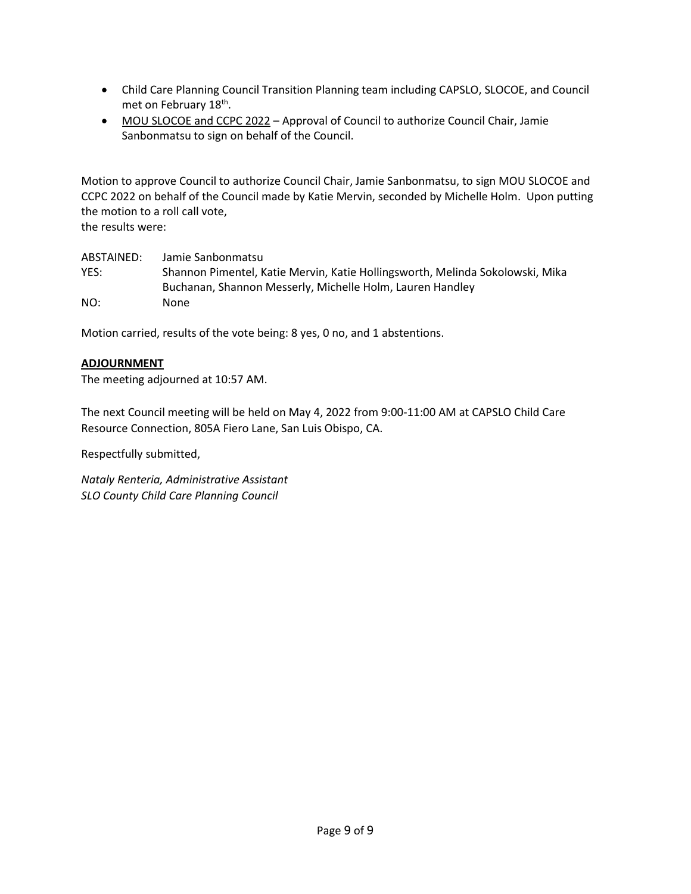- Child Care Planning Council Transition Planning team including CAPSLO, SLOCOE, and Council met on February 18th.
- MOU SLOCOE and CCPC 2022 – Approval of Council to authorize Council Chair, Jamie Sanbonmatsu to sign on behalf of the Council.

Motion to approve Council to authorize Council Chair, Jamie Sanbonmatsu, to sign MOU SLOCOE and CCPC 2022 on behalf of the Council made by Katie Mervin, seconded by Michelle Holm. Upon putting the motion to a roll call vote,
the results were:

| | |
|---|---|
| ABSTAINED: | Jamie Sanbonmatsu |
| YES: | Shannon Pimentel, Katie Mervin, Katie Hollingsworth, Melinda Sokolowski, Mika Buchanan, Shannon Messerly, Michelle Holm, Lauren Handley |
| NO: | None |

Motion carried, results of the vote being: 8 yes, 0 no, and 1 abstentions.

**ADJOURNMENT**

The meeting adjourned at 10:57 AM.

The next Council meeting will be held on May 4, 2022 from 9:00-11:00 AM at CAPSLO Child Care Resource Connection, 805A Fiero Lane, San Luis Obispo, CA.

Respectfully submitted,

*Nataly Renteria, Administrative Assistant*
*SLO County Child Care Planning Council*